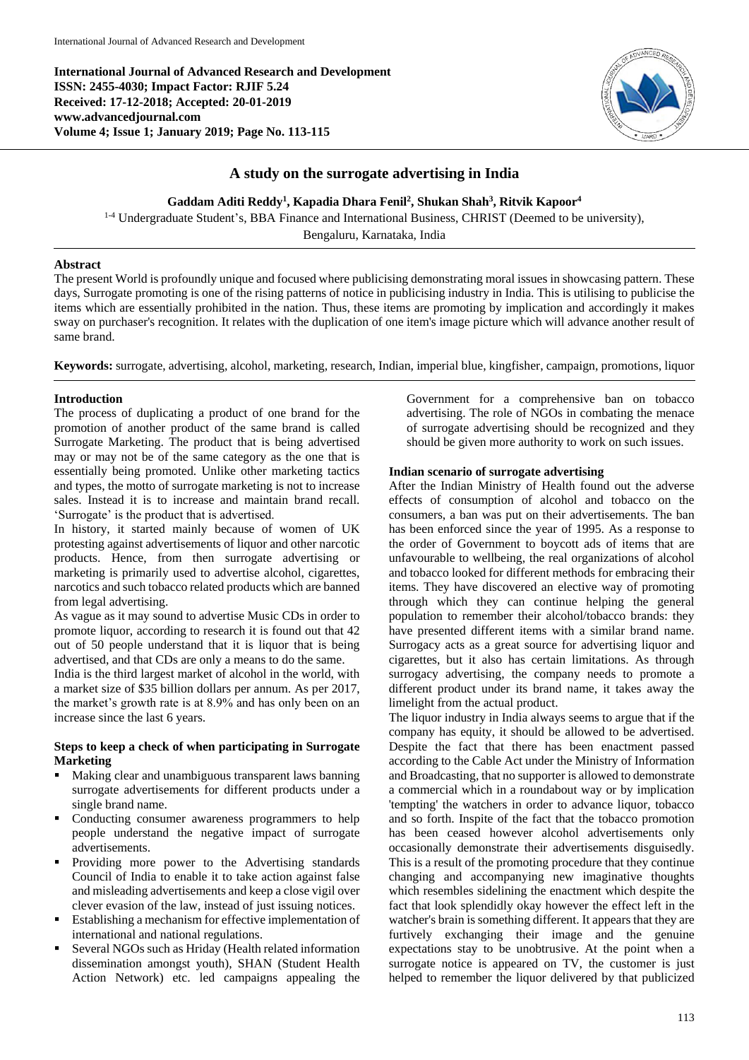International Journal of Advanced Research and Development
ISSN: 2455-4030; Impact Factor: RJIF 5.24
Received: 17-12-2018; Accepted: 20-01-2019
www.advancedjournal.com
Volume 4; Issue 1; January 2019; Page No. 113-115

# A study on the surrogate advertising in India

**Gaddam Aditi Reddy[1], Kapadia Dhara Fenil[2], Shukan Shah[3], Ritvik Kapoor[4]**

[1-4] Undergraduate Student's, BBA Finance and International Business, CHRIST (Deemed to be university), Bengaluru, Karnataka, India

## Abstract

The present World is profoundly unique and focused where publicising demonstrating moral issues in showcasing pattern. These days, Surrogate promoting is one of the rising patterns of notice in publicising industry in India. This is utilising to publicise the items which are essentially prohibited in the nation. Thus, these items are promoting by implication and accordingly it makes sway on purchaser's recognition. It relates with the duplication of one item's image picture which will advance another result of same brand.

**Keywords:** surrogate, advertising, alcohol, marketing, research, Indian, imperial blue, kingfisher, campaign, promotions, liquor

## Introduction

The process of duplicating a product of one brand for the promotion of another product of the same brand is called Surrogate Marketing. The product that is being advertised may or may not be of the same category as the one that is essentially being promoted. Unlike other marketing tactics and types, the motto of surrogate marketing is not to increase sales. Instead it is to increase and maintain brand recall. 'Surrogate' is the product that is advertised.

In history, it started mainly because of women of UK protesting against advertisements of liquor and other narcotic products. Hence, from then surrogate advertising or marketing is primarily used to advertise alcohol, cigarettes, narcotics and such tobacco related products which are banned from legal advertising.

As vague as it may sound to advertise Music CDs in order to promote liquor, according to research it is found out that 42 out of 50 people understand that it is liquor that is being advertised, and that CDs are only a means to do the same.

India is the third largest market of alcohol in the world, with a market size of $35 billion dollars per annum. As per 2017, the market's growth rate is at 8.9% and has only been on an increase since the last 6 years.

### Steps to keep a check of when participating in Surrogate Marketing

- Making clear and unambiguous transparent laws banning surrogate advertisements for different products under a single brand name.
- Conducting consumer awareness programmers to help people understand the negative impact of surrogate advertisements.
- Providing more power to the Advertising standards Council of India to enable it to take action against false and misleading advertisements and keep a close vigil over clever evasion of the law, instead of just issuing notices.
- Establishing a mechanism for effective implementation of international and national regulations.
- Several NGOs such as Hriday (Health related information dissemination amongst youth), SHAN (Student Health Action Network) etc. led campaigns appealing the Government for a comprehensive ban on tobacco advertising. The role of NGOs in combating the menace of surrogate advertising should be recognized and they should be given more authority to work on such issues.

### Indian scenario of surrogate advertising

After the Indian Ministry of Health found out the adverse effects of consumption of alcohol and tobacco on the consumers, a ban was put on their advertisements. The ban has been enforced since the year of 1995. As a response to the order of Government to boycott ads of items that are unfavourable to wellbeing, the real organizations of alcohol and tobacco looked for different methods for embracing their items. They have discovered an elective way of promoting through which they can continue helping the general population to remember their alcohol/tobacco brands: they have presented different items with a similar brand name. Surrogacy acts as a great source for advertising liquor and cigarettes, but it also has certain limitations. As through surrogacy advertising, the company needs to promote a different product under its brand name, it takes away the limelight from the actual product.

The liquor industry in India always seems to argue that if the company has equity, it should be allowed to be advertised. Despite the fact that there has been enactment passed according to the Cable Act under the Ministry of Information and Broadcasting, that no supporter is allowed to demonstrate a commercial which in a roundabout way or by implication 'tempting' the watchers in order to advance liquor, tobacco and so forth. Inspite of the fact that the tobacco promotion has been ceased however alcohol advertisements only occasionally demonstrate their advertisements disguisedly. This is a result of the promoting procedure that they continue changing and accompanying new imaginative thoughts which resembles sidelining the enactment which despite the fact that look splendidly okay however the effect left in the watcher's brain is something different. It appears that they are furtively exchanging their image and the genuine expectations stay to be unobtrusive. At the point when a surrogate notice is appeared on TV, the customer is just helped to remember the liquor delivered by that publicized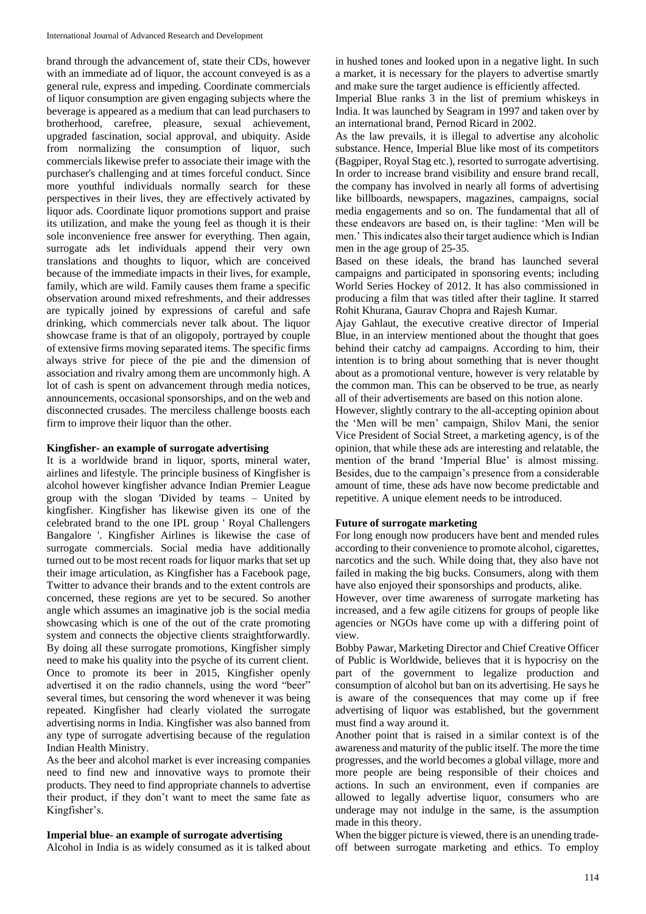brand through the advancement of, state their CDs, however with an immediate ad of liquor, the account conveyed is as a general rule, express and impeding. Coordinate commercials of liquor consumption are given engaging subjects where the beverage is appeared as a medium that can lead purchasers to brotherhood, carefree, pleasure, sexual achievement, upgraded fascination, social approval, and ubiquity. Aside from normalizing the consumption of liquor, such commercials likewise prefer to associate their image with the purchaser's challenging and at times forceful conduct. Since more youthful individuals normally search for these perspectives in their lives, they are effectively activated by liquor ads. Coordinate liquor promotions support and praise its utilization, and make the young feel as though it is their sole inconvenience free answer for everything. Then again, surrogate ads let individuals append their very own translations and thoughts to liquor, which are conceived because of the immediate impacts in their lives, for example, family, which are wild. Family causes them frame a specific observation around mixed refreshments, and their addresses are typically joined by expressions of careful and safe drinking, which commercials never talk about. The liquor showcase frame is that of an oligopoly, portrayed by couple of extensive firms moving separated items. The specific firms always strive for piece of the pie and the dimension of association and rivalry among them are uncommonly high. A lot of cash is spent on advancement through media notices, announcements, occasional sponsorships, and on the web and disconnected crusades. The merciless challenge boosts each firm to improve their liquor than the other.

### Kingfisher- an example of surrogate advertising

It is a worldwide brand in liquor, sports, mineral water, airlines and lifestyle. The principle business of Kingfisher is alcohol however kingfisher advance Indian Premier League group with the slogan 'Divided by teams – United by kingfisher. Kingfisher has likewise given its one of the celebrated brand to the one IPL group ' Royal Challengers Bangalore '. Kingfisher Airlines is likewise the case of surrogate commercials. Social media have additionally turned out to be most recent roads for liquor marks that set up their image articulation, as Kingfisher has a Facebook page, Twitter to advance their brands and to the extent controls are concerned, these regions are yet to be secured. So another angle which assumes an imaginative job is the social media showcasing which is one of the out of the crate promoting system and connects the objective clients straightforwardly. By doing all these surrogate promotions, Kingfisher simply need to make his quality into the psyche of its current client. Once to promote its beer in 2015, Kingfisher openly advertised it on the radio channels, using the word "beer" several times, but censoring the word whenever it was being repeated. Kingfisher had clearly violated the surrogate advertising norms in India. Kingfisher was also banned from any type of surrogate advertising because of the regulation Indian Health Ministry.

As the beer and alcohol market is ever increasing companies need to find new and innovative ways to promote their products. They need to find appropriate channels to advertise their product, if they don't want to meet the same fate as Kingfisher's.

### Imperial blue- an example of surrogate advertising

Alcohol in India is as widely consumed as it is talked about in hushed tones and looked upon in a negative light. In such a market, it is necessary for the players to advertise smartly and make sure the target audience is efficiently affected.

Imperial Blue ranks 3 in the list of premium whiskeys in India. It was launched by Seagram in 1997 and taken over by an international brand, Pernod Ricard in 2002.

As the law prevails, it is illegal to advertise any alcoholic substance. Hence, Imperial Blue like most of its competitors (Bagpiper, Royal Stag etc.), resorted to surrogate advertising. In order to increase brand visibility and ensure brand recall, the company has involved in nearly all forms of advertising like billboards, newspapers, magazines, campaigns, social media engagements and so on. The fundamental that all of these endeavors are based on, is their tagline: 'Men will be men.' This indicates also their target audience which is Indian men in the age group of 25-35.

Based on these ideals, the brand has launched several campaigns and participated in sponsoring events; including World Series Hockey of 2012. It has also commissioned in producing a film that was titled after their tagline. It starred Rohit Khurana, Gaurav Chopra and Rajesh Kumar.

Ajay Gahlaut, the executive creative director of Imperial Blue, in an interview mentioned about the thought that goes behind their catchy ad campaigns. According to him, their intention is to bring about something that is never thought about as a promotional venture, however is very relatable by the common man. This can be observed to be true, as nearly all of their advertisements are based on this notion alone.

However, slightly contrary to the all-accepting opinion about the 'Men will be men' campaign, Shilov Mani, the senior Vice President of Social Street, a marketing agency, is of the opinion, that while these ads are interesting and relatable, the mention of the brand 'Imperial Blue' is almost missing. Besides, due to the campaign's presence from a considerable amount of time, these ads have now become predictable and repetitive. A unique element needs to be introduced.

### Future of surrogate marketing

For long enough now producers have bent and mended rules according to their convenience to promote alcohol, cigarettes, narcotics and the such. While doing that, they also have not failed in making the big bucks. Consumers, along with them have also enjoyed their sponsorships and products, alike.

However, over time awareness of surrogate marketing has increased, and a few agile citizens for groups of people like agencies or NGOs have come up with a differing point of view.

Bobby Pawar, Marketing Director and Chief Creative Officer of Public is Worldwide, believes that it is hypocrisy on the part of the government to legalize production and consumption of alcohol but ban on its advertising. He says he is aware of the consequences that may come up if free advertising of liquor was established, but the government must find a way around it.

Another point that is raised in a similar context is of the awareness and maturity of the public itself. The more the time progresses, and the world becomes a global village, more and more people are being responsible of their choices and actions. In such an environment, even if companies are allowed to legally advertise liquor, consumers who are underage may not indulge in the same, is the assumption made in this theory.

When the bigger picture is viewed, there is an unending trade-off between surrogate marketing and ethics. To employ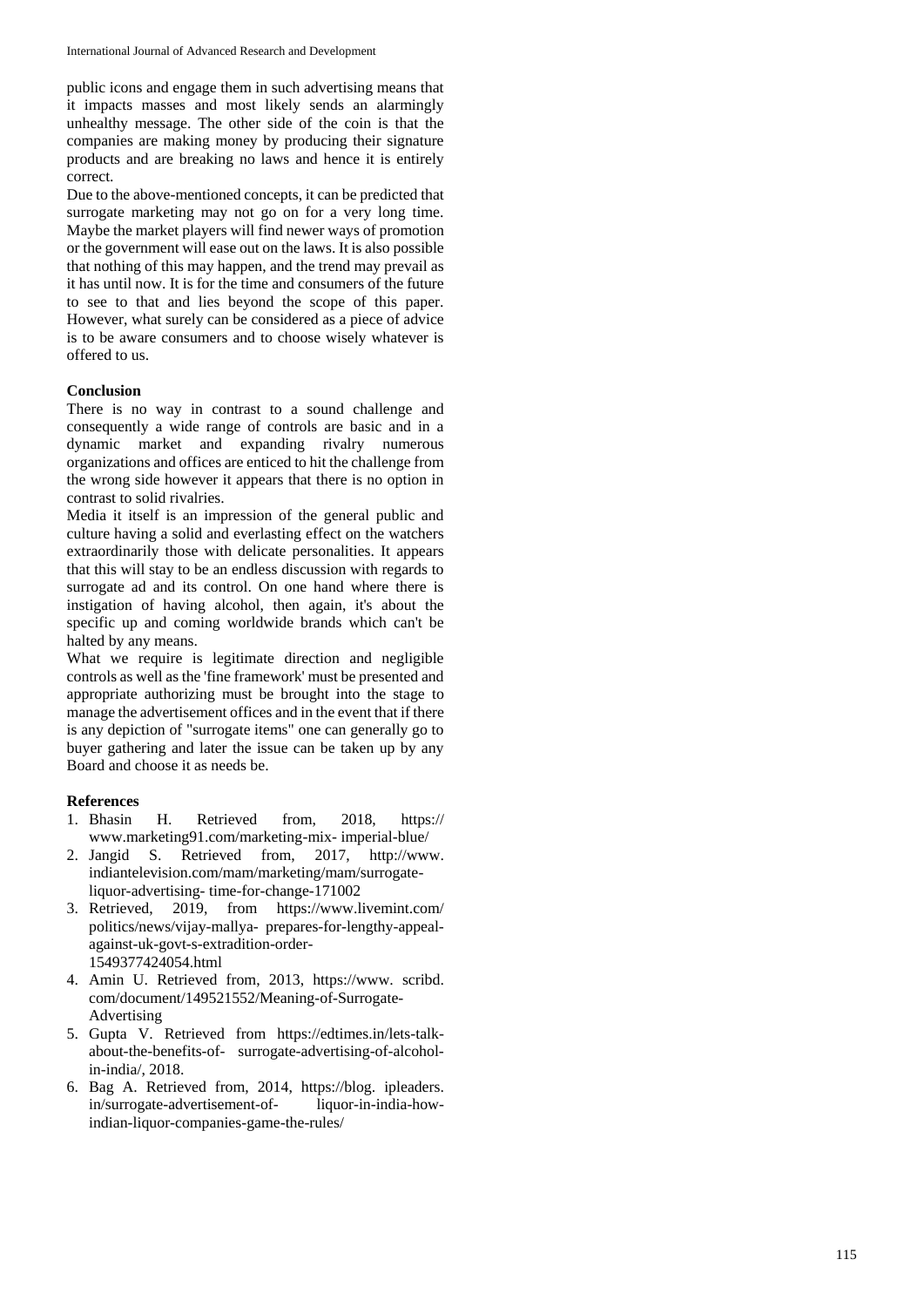public icons and engage them in such advertising means that it impacts masses and most likely sends an alarmingly unhealthy message. The other side of the coin is that the companies are making money by producing their signature products and are breaking no laws and hence it is entirely correct.

Due to the above-mentioned concepts, it can be predicted that surrogate marketing may not go on for a very long time. Maybe the market players will find newer ways of promotion or the government will ease out on the laws. It is also possible that nothing of this may happen, and the trend may prevail as it has until now. It is for the time and consumers of the future to see to that and lies beyond the scope of this paper. However, what surely can be considered as a piece of advice is to be aware consumers and to choose wisely whatever is offered to us.

## Conclusion

There is no way in contrast to a sound challenge and consequently a wide range of controls are basic and in a dynamic market and expanding rivalry numerous organizations and offices are enticed to hit the challenge from the wrong side however it appears that there is no option in contrast to solid rivalries.

Media it itself is an impression of the general public and culture having a solid and everlasting effect on the watchers extraordinarily those with delicate personalities. It appears that this will stay to be an endless discussion with regards to surrogate ad and its control. On one hand where there is instigation of having alcohol, then again, it's about the specific up and coming worldwide brands which can't be halted by any means.

What we require is legitimate direction and negligible controls as well as the 'fine framework' must be presented and appropriate authorizing must be brought into the stage to manage the advertisement offices and in the event that if there is any depiction of "surrogate items" one can generally go to buyer gathering and later the issue can be taken up by any Board and choose it as needs be.

## References

1. Bhasin H. Retrieved from, 2018, https:// www.marketing91.com/marketing-mix- imperial-blue/
2. Jangid S. Retrieved from, 2017, http://www. indiantelevision.com/mam/marketing/mam/surrogate-liquor-advertising- time-for-change-171002
3. Retrieved, 2019, from https://www.livemint.com/ politics/news/vijay-mallya- prepares-for-lengthy-appeal-against-uk-govt-s-extradition-order-1549377424054.html
4. Amin U. Retrieved from, 2013, https://www. scribd. com/document/149521552/Meaning-of-Surrogate-Advertising
5. Gupta V. Retrieved from https://edtimes.in/lets-talk-about-the-benefits-of- surrogate-advertising-of-alcohol-in-india/, 2018.
6. Bag A. Retrieved from, 2014, https://blog. ipleaders. in/surrogate-advertisement-of- liquor-in-india-how-indian-liquor-companies-game-the-rules/